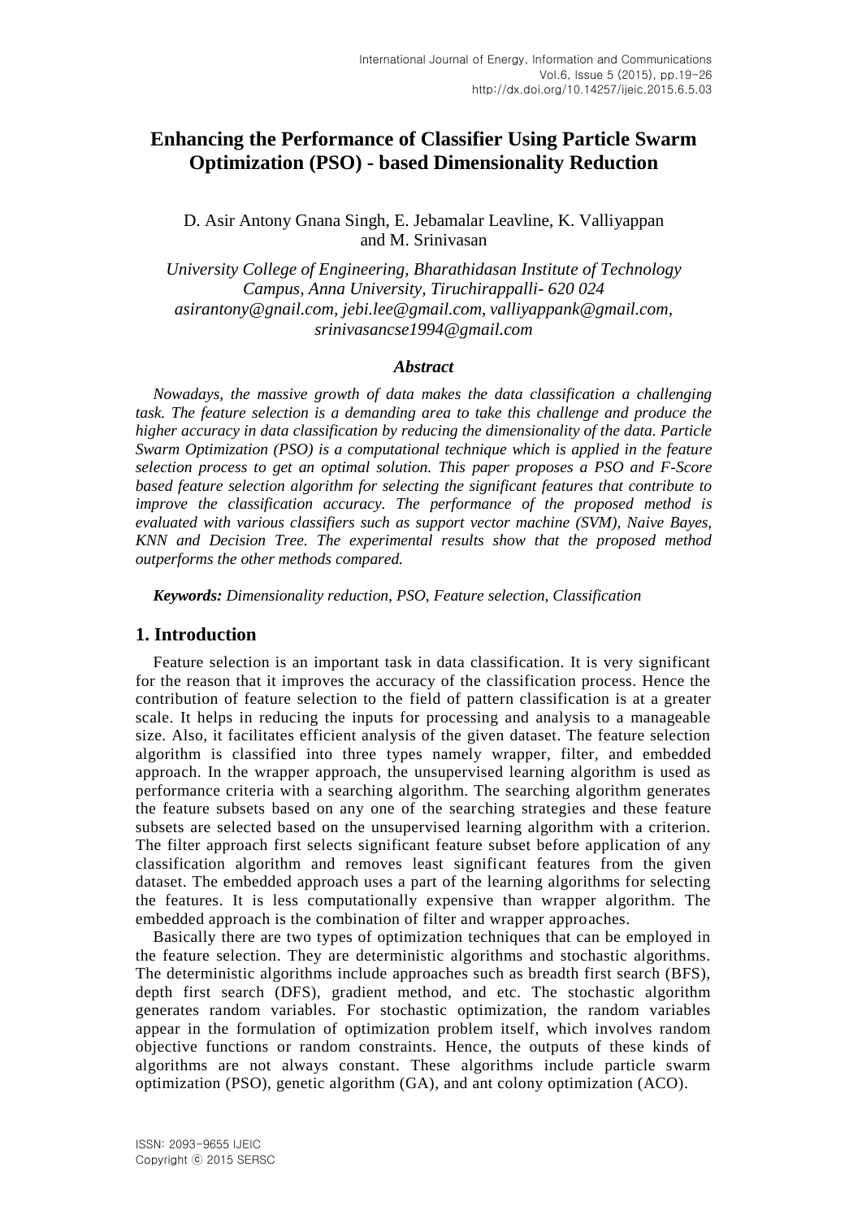# Enhancing the Performance of Classifier Using Particle Swarm Optimization (PSO) - based Dimensionality Reduction

D. Asir Antony Gnana Singh, E. Jebamalar Leavline, K. Valliyappan and M. Srinivasan

*University College of Engineering, Bharathidasan Institute of Technology Campus, Anna University, Tiruchirappalli- 620 024*
*asirantony@gnail.com, jebi.lee@gmail.com, valliyappank@gmail.com, srinivasancse1994@gmail.com*

### *Abstract*

*Nowadays, the massive growth of data makes the data classification a challenging task. The feature selection is a demanding area to take this challenge and produce the higher accuracy in data classification by reducing the dimensionality of the data. Particle Swarm Optimization (PSO) is a computational technique which is applied in the feature selection process to get an optimal solution. This paper proposes a PSO and F-Score based feature selection algorithm for selecting the significant features that contribute to improve the classification accuracy. The performance of the proposed method is evaluated with various classifiers such as support vector machine (SVM), Naive Bayes, KNN and Decision Tree. The experimental results show that the proposed method outperforms the other methods compared.*

***Keywords:*** *Dimensionality reduction, PSO, Feature selection, Classification*

## 1. Introduction

Feature selection is an important task in data classification. It is very significant for the reason that it improves the accuracy of the classification process. Hence the contribution of feature selection to the field of pattern classification is at a greater scale. It helps in reducing the inputs for processing and analysis to a manageable size. Also, it facilitates efficient analysis of the given dataset. The feature selection algorithm is classified into three types namely wrapper, filter, and embedded approach. In the wrapper approach, the unsupervised learning algorithm is used as performance criteria with a searching algorithm. The searching algorithm generates the feature subsets based on any one of the searching strategies and these feature subsets are selected based on the unsupervised learning algorithm with a criterion. The filter approach first selects significant feature subset before application of any classification algorithm and removes least significant features from the given dataset. The embedded approach uses a part of the learning algorithms for selecting the features. It is less computationally expensive than wrapper algorithm. The embedded approach is the combination of filter and wrapper approaches.

Basically there are two types of optimization techniques that can be employed in the feature selection. They are deterministic algorithms and stochastic algorithms. The deterministic algorithms include approaches such as breadth first search (BFS), depth first search (DFS), gradient method, and etc. The stochastic algorithm generates random variables. For stochastic optimization, the random variables appear in the formulation of optimization problem itself, which involves random objective functions or random constraints. Hence, the outputs of these kinds of algorithms are not always constant. These algorithms include particle swarm optimization (PSO), genetic algorithm (GA), and ant colony optimization (ACO).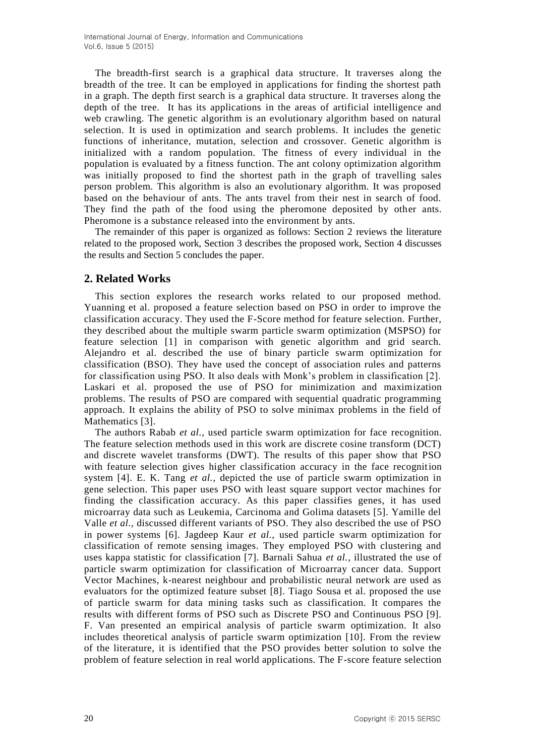The breadth-first search is a graphical data structure. It traverses along the breadth of the tree. It can be employed in applications for finding the shortest path in a graph. The depth first search is a graphical data structure. It traverses along the depth of the tree. It has its applications in the areas of artificial intelligence and web crawling. The genetic algorithm is an evolutionary algorithm based on natural selection. It is used in optimization and search problems. It includes the genetic functions of inheritance, mutation, selection and crossover. Genetic algorithm is initialized with a random population. The fitness of every individual in the population is evaluated by a fitness function. The ant colony optimization algorithm was initially proposed to find the shortest path in the graph of travelling sales person problem. This algorithm is also an evolutionary algorithm. It was proposed based on the behaviour of ants. The ants travel from their nest in search of food. They find the path of the food using the pheromone deposited by other ants. Pheromone is a substance released into the environment by ants.

The remainder of this paper is organized as follows: Section 2 reviews the literature related to the proposed work, Section 3 describes the proposed work, Section 4 discusses the results and Section 5 concludes the paper.

## 2. Related Works

This section explores the research works related to our proposed method. Yuanning et al. proposed a feature selection based on PSO in order to improve the classification accuracy. They used the F-Score method for feature selection. Further, they described about the multiple swarm particle swarm optimization (MSPSO) for feature selection [1] in comparison with genetic algorithm and grid search. Alejandro et al. described the use of binary particle swarm optimization for classification (BSO). They have used the concept of association rules and patterns for classification using PSO. It also deals with Monk's problem in classification [2]. Laskari et al. proposed the use of PSO for minimization and maximization problems. The results of PSO are compared with sequential quadratic programming approach. It explains the ability of PSO to solve minimax problems in the field of Mathematics [3].

The authors Rabab *et al.*, used particle swarm optimization for face recognition. The feature selection methods used in this work are discrete cosine transform (DCT) and discrete wavelet transforms (DWT). The results of this paper show that PSO with feature selection gives higher classification accuracy in the face recognition system [4]. E. K. Tang *et al.*, depicted the use of particle swarm optimization in gene selection. This paper uses PSO with least square support vector machines for finding the classification accuracy. As this paper classifies genes, it has used microarray data such as Leukemia, Carcinoma and Golima datasets [5]. Yamille del Valle *et al.*, discussed different variants of PSO. They also described the use of PSO in power systems [6]. Jagdeep Kaur *et al.*, used particle swarm optimization for classification of remote sensing images. They employed PSO with clustering and uses kappa statistic for classification [7]. Barnali Sahua *et al.*, illustrated the use of particle swarm optimization for classification of Microarray cancer data. Support Vector Machines, k-nearest neighbour and probabilistic neural network are used as evaluators for the optimized feature subset [8]. Tiago Sousa et al. proposed the use of particle swarm for data mining tasks such as classification. It compares the results with different forms of PSO such as Discrete PSO and Continuous PSO [9]. F. Van presented an empirical analysis of particle swarm optimization. It also includes theoretical analysis of particle swarm optimization [10]. From the review of the literature, it is identified that the PSO provides better solution to solve the problem of feature selection in real world applications. The F-score feature selection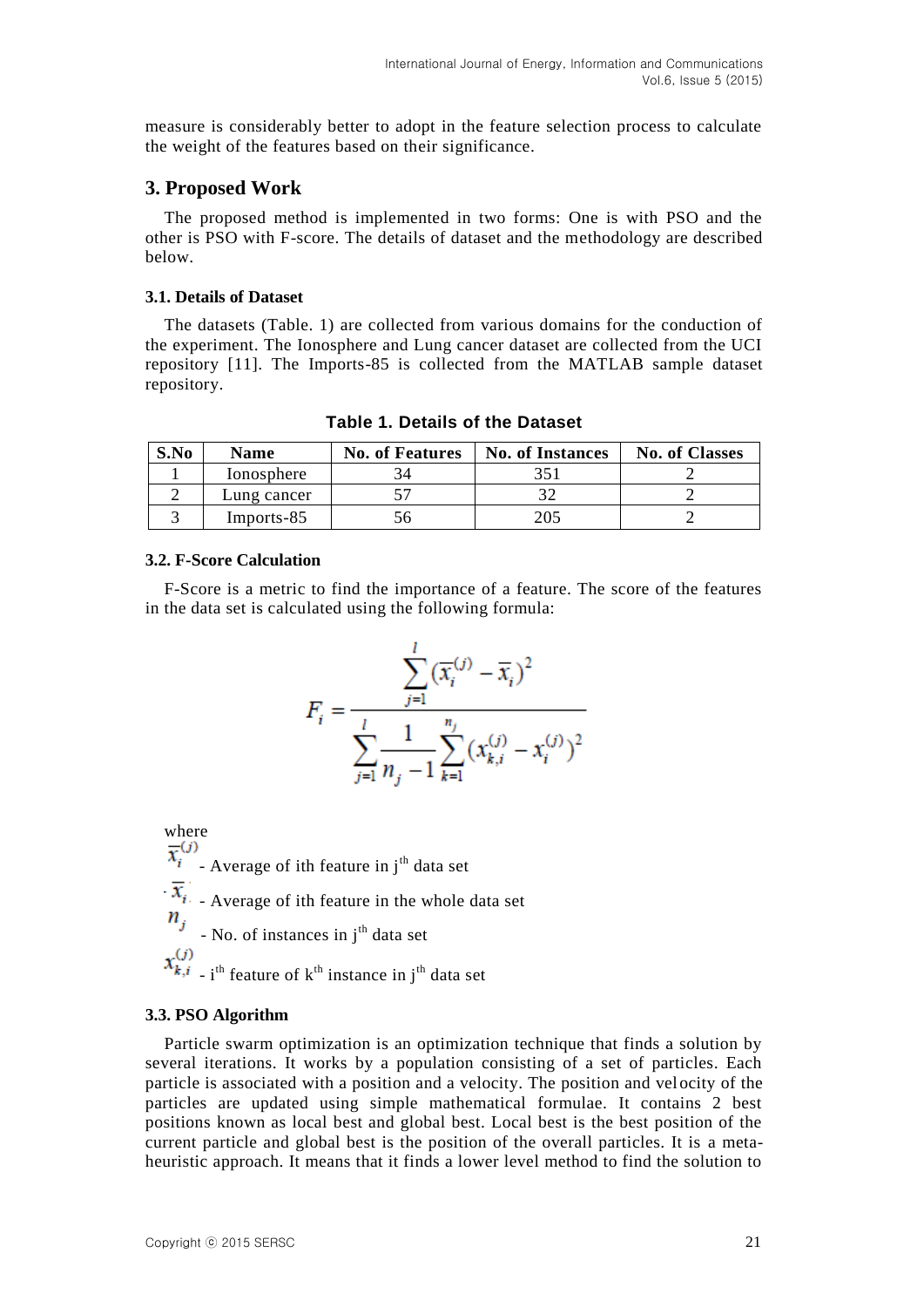measure is considerably better to adopt in the feature selection process to calculate the weight of the features based on their significance.

## 3. Proposed Work

The proposed method is implemented in two forms: One is with PSO and the other is PSO with F-score. The details of dataset and the methodology are described below.

### 3.1. Details of Dataset

The datasets (Table. 1) are collected from various domains for the conduction of the experiment. The Ionosphere and Lung cancer dataset are collected from the UCI repository [11]. The Imports-85 is collected from the MATLAB sample dataset repository.

**Table 1. Details of the Dataset**

| S.No | Name | No. of Features | No. of Instances | No. of Classes |
|---|---|---|---|---|
| 1 | Ionosphere | 34 | 351 | 2 |
| 2 | Lung cancer | 57 | 32 | 2 |
| 3 | Imports-85 | 56 | 205 | 2 |

### 3.2. F-Score Calculation

F-Score is a metric to find the importance of a feature. The score of the features in the data set is calculated using the following formula:

$$F_i = \frac{\sum_{j=1}^{l} (\overline{x}_i^{(j)} - \overline{x}_i)^2}{\sum_{j=1}^{l} \frac{1}{n_j - 1} \sum_{k=1}^{n_j} (x_{k,i}^{(j)} - x_i^{(j)})^2}$$

where

$\overline{x}_i^{(j)}$ - Average of ith feature in $j^{th}$ data set

$\overline{x}_i$ - Average of ith feature in the whole data set

$n_j$ - No. of instances in $j^{th}$ data set

$x_{k,i}^{(j)}$ - $i^{th}$ feature of $k^{th}$ instance in $j^{th}$ data set

### 3.3. PSO Algorithm

Particle swarm optimization is an optimization technique that finds a solution by several iterations. It works by a population consisting of a set of particles. Each particle is associated with a position and a velocity. The position and velocity of the particles are updated using simple mathematical formulae. It contains 2 best positions known as local best and global best. Local best is the best position of the current particle and global best is the position of the overall particles. It is a meta-heuristic approach. It means that it finds a lower level method to find the solution to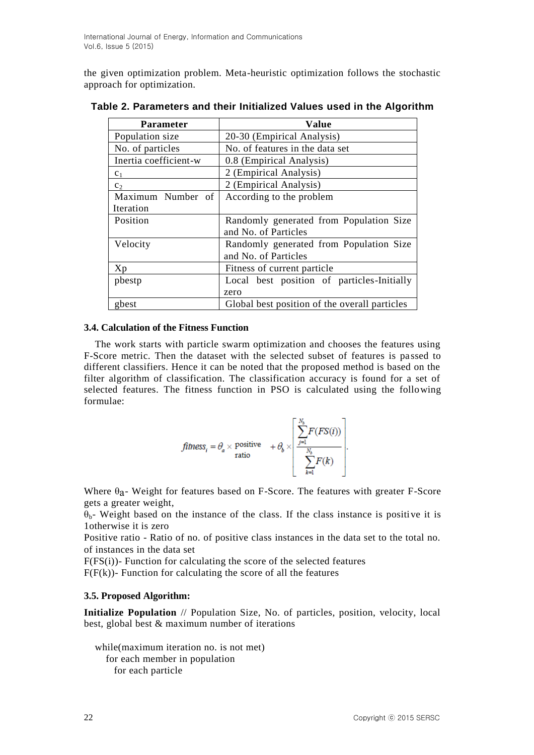the given optimization problem. Meta-heuristic optimization follows the stochastic approach for optimization.

**Table 2. Parameters and their Initialized Values used in the Algorithm**

| Parameter | Value |
|---|---|
| Population size | 20-30 (Empirical Analysis) |
| No. of particles | No. of features in the data set |
| Inertia coefficient-w | 0.8 (Empirical Analysis) |
| $c_1$ | 2 (Empirical Analysis) |
| $c_2$ | 2 (Empirical Analysis) |
| Maximum Number of Iteration | According to the problem |
| Position | Randomly generated from Population Size and No. of Particles |
| Velocity | Randomly generated from Population Size and No. of Particles |
| Xp | Fitness of current particle |
| pbestp | Local best position of particles-Initially zero |
| gbest | Global best position of the overall particles |

### 3.4. Calculation of the Fitness Function

The work starts with particle swarm optimization and chooses the features using F-Score metric. Then the dataset with the selected subset of features is passed to different classifiers. Hence it can be noted that the proposed method is based on the filter algorithm of classification. The classification accuracy is found for a set of selected features. The fitness function in PSO is calculated using the following formulae:

$$fitness_i = \theta_a \times \text{positive ratio} + \theta_b \times \left[ \frac{\sum_{j=1}^{N_b} F(FS(i))}{\sum_{k=1}^{N_b} F(k)} \right].$$

Where $\theta_a$- Weight for features based on F-Score. The features with greater F-Score gets a greater weight,

$\theta_b$- Weight based on the instance of the class. If the class instance is positive it is 1otherwise it is zero

Positive ratio - Ratio of no. of positive class instances in the data set to the total no. of instances in the data set

F(FS(i))- Function for calculating the score of the selected features

F(F(k))- Function for calculating the score of all the features

### 3.5. Proposed Algorithm:

**Initialize Population** // Population Size, No. of particles, position, velocity, local best, global best & maximum number of iterations

```
while(maximum iteration no. is not met)
   for each member in population
      for each particle
```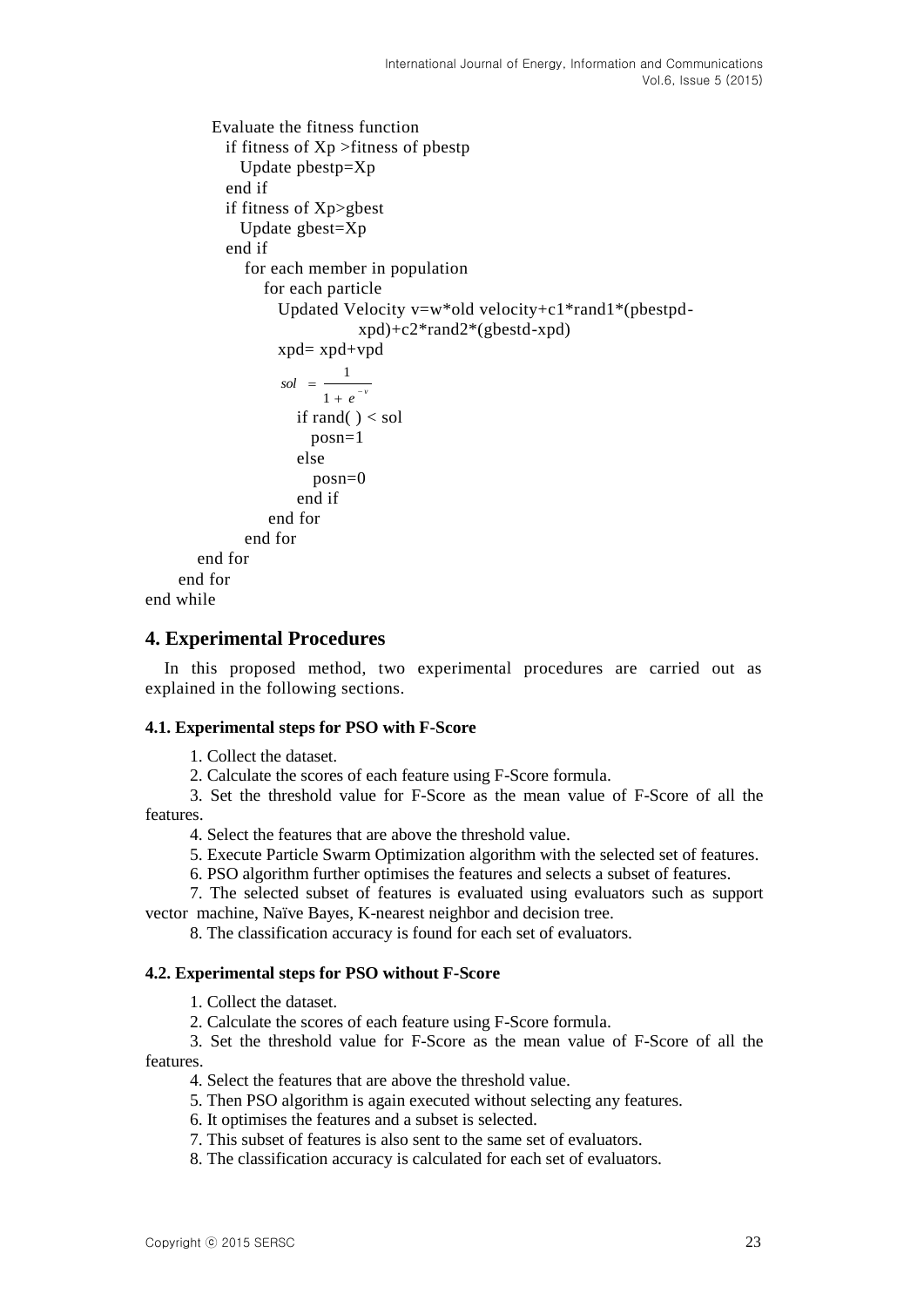```
        Evaluate the fitness function
          if fitness of Xp >fitness of pbestp
             Update pbestp=Xp
          end if
          if fitness of Xp>gbest
             Update gbest=Xp
          end if
             for each member in population
                for each particle
                   Updated Velocity v=w*old velocity+c1*rand1*(pbestpd-
                               xpd)+c2*rand2*(gbestd-xpd)
                   xpd= xpd+vpd
```

$$sol = \frac{1}{1 + e^{-v}}$$

```
                      if rand( ) < sol
                         posn=1
                      else
                         posn=0
                      end if
                   end for
               end for
       end for
    end for
end while
```

## 4. Experimental Procedures

In this proposed method, two experimental procedures are carried out as explained in the following sections.

### 4.1. Experimental steps for PSO with F-Score

1. Collect the dataset.
2. Calculate the scores of each feature using F-Score formula.
3. Set the threshold value for F-Score as the mean value of F-Score of all the features.
4. Select the features that are above the threshold value.
5. Execute Particle Swarm Optimization algorithm with the selected set of features.
6. PSO algorithm further optimises the features and selects a subset of features.
7. The selected subset of features is evaluated using evaluators such as support vector machine, Naïve Bayes, K-nearest neighbor and decision tree.
8. The classification accuracy is found for each set of evaluators.

### 4.2. Experimental steps for PSO without F-Score

1. Collect the dataset.
2. Calculate the scores of each feature using F-Score formula.
3. Set the threshold value for F-Score as the mean value of F-Score of all the features.
4. Select the features that are above the threshold value.
5. Then PSO algorithm is again executed without selecting any features.
6. It optimises the features and a subset is selected.
7. This subset of features is also sent to the same set of evaluators.
8. The classification accuracy is calculated for each set of evaluators.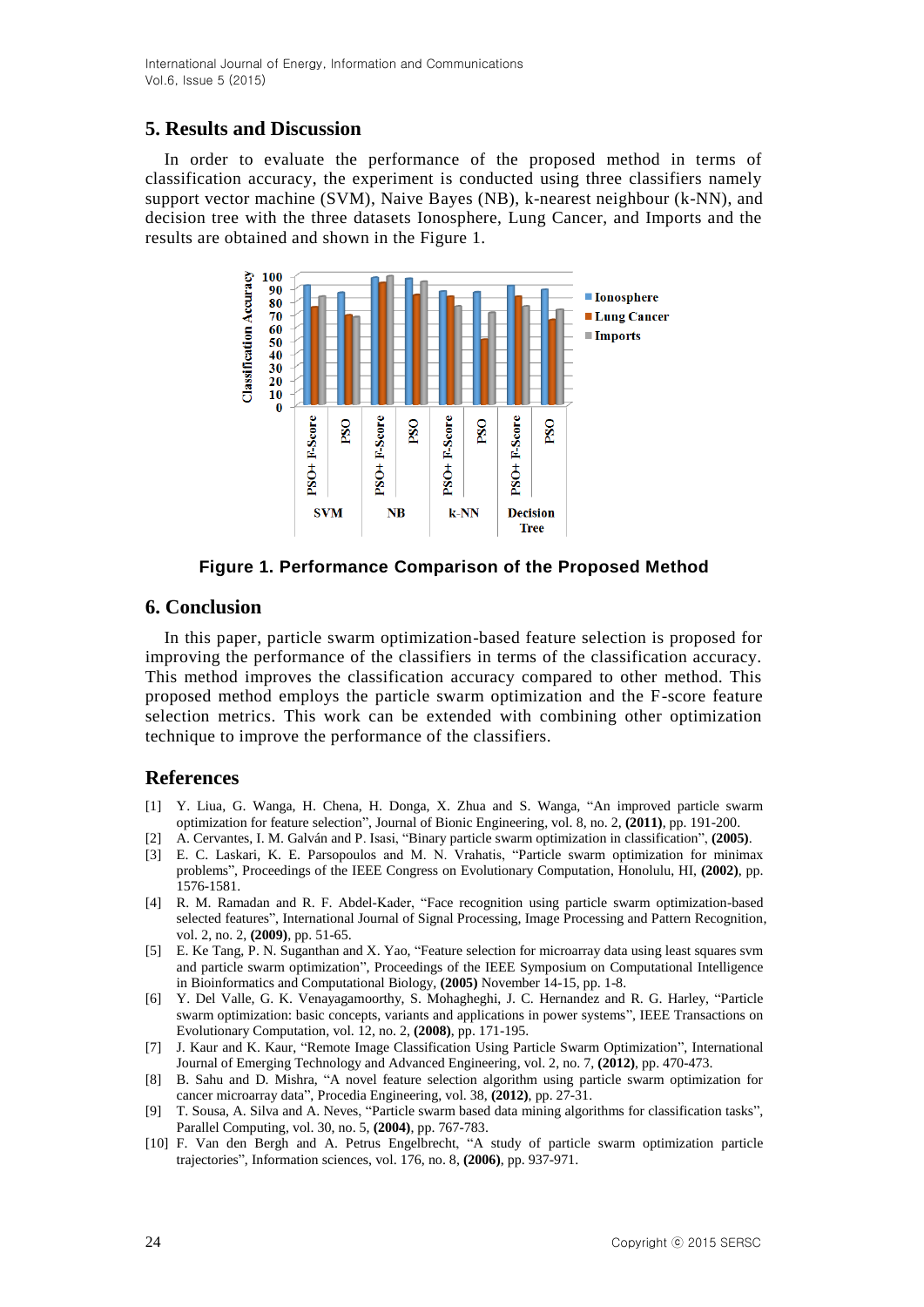## 5. Results and Discussion

In order to evaluate the performance of the proposed method in terms of classification accuracy, the experiment is conducted using three classifiers namely support vector machine (SVM), Naive Bayes (NB), k-nearest neighbour (k-NN), and decision tree with the three datasets Ionosphere, Lung Cancer, and Imports and the results are obtained and shown in the Figure 1.

**Figure 1. Performance Comparison of the Proposed Method**

## 6. Conclusion

In this paper, particle swarm optimization-based feature selection is proposed for improving the performance of the classifiers in terms of the classification accuracy. This method improves the classification accuracy compared to other method. This proposed method employs the particle swarm optimization and the F-score feature selection metrics. This work can be extended with combining other optimization technique to improve the performance of the classifiers.

## References

[1] Y. Liua, G. Wanga, H. Chena, H. Donga, X. Zhua and S. Wanga, "An improved particle swarm optimization for feature selection", Journal of Bionic Engineering, vol. 8, no. 2, **(2011)**, pp. 191-200.

[2] A. Cervantes, I. M. Galván and P. Isasi, "Binary particle swarm optimization in classification", **(2005)**.

[3] E. C. Laskari, K. E. Parsopoulos and M. N. Vrahatis, "Particle swarm optimization for minimax problems", Proceedings of the IEEE Congress on Evolutionary Computation, Honolulu, HI, **(2002)**, pp. 1576-1581.

[4] R. M. Ramadan and R. F. Abdel-Kader, "Face recognition using particle swarm optimization-based selected features", International Journal of Signal Processing, Image Processing and Pattern Recognition, vol. 2, no. 2, **(2009)**, pp. 51-65.

[5] E. Ke Tang, P. N. Suganthan and X. Yao, "Feature selection for microarray data using least squares svm and particle swarm optimization", Proceedings of the IEEE Symposium on Computational Intelligence in Bioinformatics and Computational Biology, **(2005)** November 14-15, pp. 1-8.

[6] Y. Del Valle, G. K. Venayagamoorthy, S. Mohagheghi, J. C. Hernandez and R. G. Harley, "Particle swarm optimization: basic concepts, variants and applications in power systems", IEEE Transactions on Evolutionary Computation, vol. 12, no. 2, **(2008)**, pp. 171-195.

[7] J. Kaur and K. Kaur, "Remote Image Classification Using Particle Swarm Optimization", International Journal of Emerging Technology and Advanced Engineering, vol. 2, no. 7, **(2012)**, pp. 470-473.

[8] B. Sahu and D. Mishra, "A novel feature selection algorithm using particle swarm optimization for cancer microarray data", Procedia Engineering, vol. 38, **(2012)**, pp. 27-31.

[9] T. Sousa, A. Silva and A. Neves, "Particle swarm based data mining algorithms for classification tasks", Parallel Computing, vol. 30, no. 5, **(2004)**, pp. 767-783.

[10] F. Van den Bergh and A. Petrus Engelbrecht, "A study of particle swarm optimization particle trajectories", Information sciences, vol. 176, no. 8, **(2006)**, pp. 937-971.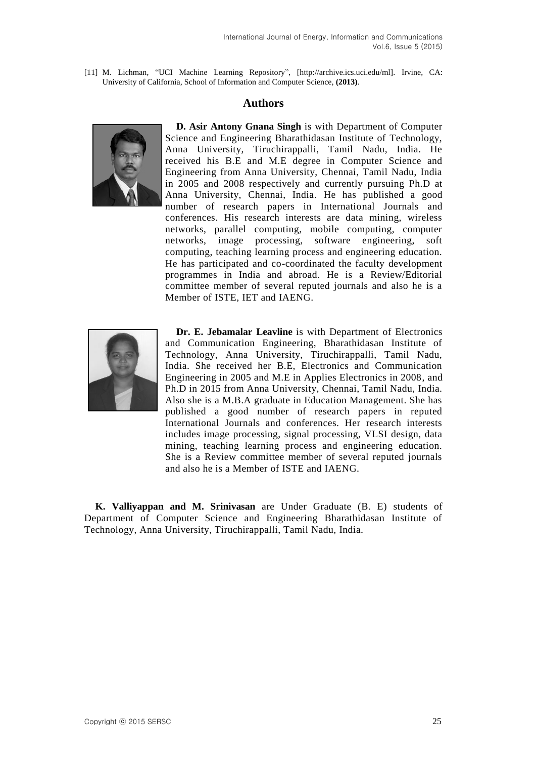[11] M. Lichman, "UCI Machine Learning Repository", [http://archive.ics.uci.edu/ml]. Irvine, CA: University of California, School of Information and Computer Science, **(2013)**.

## Authors

**D. Asir Antony Gnana Singh** is with Department of Computer Science and Engineering Bharathidasan Institute of Technology, Anna University, Tiruchirappalli, Tamil Nadu, India. He received his B.E and M.E degree in Computer Science and Engineering from Anna University, Chennai, Tamil Nadu, India in 2005 and 2008 respectively and currently pursuing Ph.D at Anna University, Chennai, India. He has published a good number of research papers in International Journals and conferences. His research interests are data mining, wireless networks, parallel computing, mobile computing, computer networks, image processing, software engineering, soft computing, teaching learning process and engineering education. He has participated and co-coordinated the faculty development programmes in India and abroad. He is a Review/Editorial committee member of several reputed journals and also he is a Member of ISTE, IET and IAENG.

**Dr. E. Jebamalar Leavline** is with Department of Electronics and Communication Engineering, Bharathidasan Institute of Technology, Anna University, Tiruchirappalli, Tamil Nadu, India. She received her B.E, Electronics and Communication Engineering in 2005 and M.E in Applies Electronics in 2008, and Ph.D in 2015 from Anna University, Chennai, Tamil Nadu, India. Also she is a M.B.A graduate in Education Management. She has published a good number of research papers in reputed International Journals and conferences. Her research interests includes image processing, signal processing, VLSI design, data mining, teaching learning process and engineering education. She is a Review committee member of several reputed journals and also he is a Member of ISTE and IAENG.

**K. Valliyappan and M. Srinivasan** are Under Graduate (B. E) students of Department of Computer Science and Engineering Bharathidasan Institute of Technology, Anna University, Tiruchirappalli, Tamil Nadu, India.